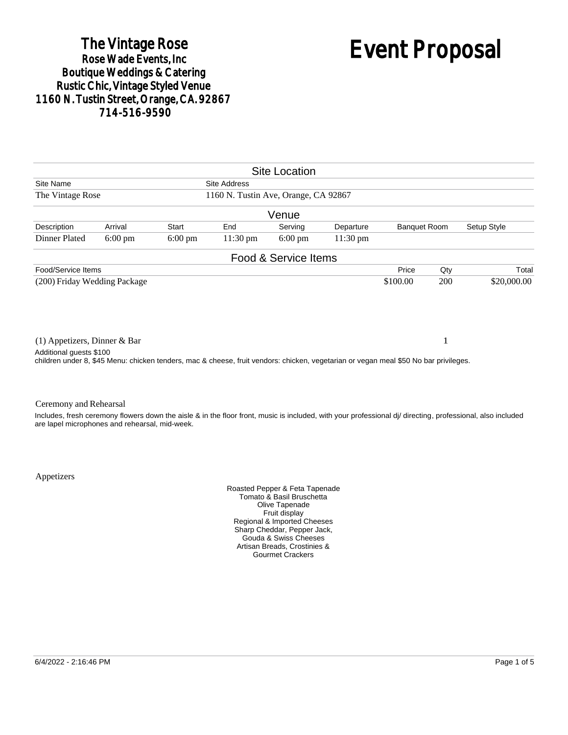# The Vintage Rose
## Rose Wade Events, Inc
## Boutique Weddings & Catering
## Rustic Chic, Vintage Styled Venue
## 1160 N. Tustin Street, Orange, CA. 92867
## 714-516-9590

# Event Proposal

## Site Location

| Site Name | Site Address |
|---|---|
| The Vintage Rose | 1160 N. Tustin Ave, Orange, CA 92867 |

## Venue

| Description | Arrival | Start | End | Serving | Departure | Banquet Room | Setup Style |
|---|---|---|---|---|---|---|---|
| Dinner Plated | 6:00 pm | 6:00 pm | 11:30 pm | 6:00 pm | 11:30 pm | | |

## Food & Service Items

| Food/Service Items | Price | Qty | Total |
|---|---|---|---|
| (200) Friday Wedding Package | $100.00 | 200 | $20,000.00 |
| (1) Appetizers, Dinner & Bar | | 1 | |

Additional guests $100
children under 8, $45 Menu: chicken tenders, mac & cheese, fruit vendors: chicken, vegetarian or vegan meal $50 No bar privileges.

Ceremony and Rehearsal

Includes, fresh ceremony flowers down the aisle & in the floor front, music is included, with your professional dj/ directing, professional, also included are lapel microphones and rehearsal, mid-week.

Appetizers

Roasted Pepper & Feta Tapenade
Tomato & Basil Bruschetta
Olive Tapenade
Fruit display
Regional & Imported Cheeses
Sharp Cheddar, Pepper Jack,
Gouda & Swiss Cheeses
Artisan Breads, Crostinies &
Gourmet Crackers

6/4/2022 - 2:16:46 PM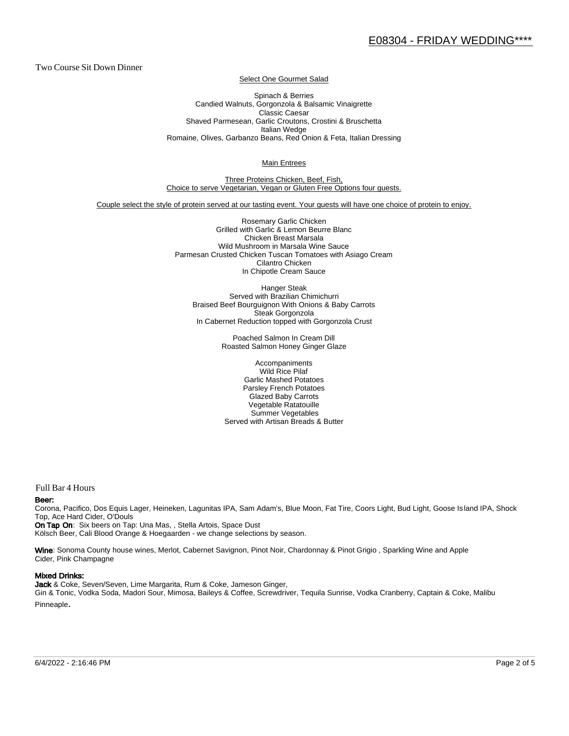## Two Course Sit Down Dinner

**Select One Gourmet Salad**

Spinach & Berries
Candied Walnuts, Gorgonzola & Balsamic Vinaigrette
Classic Caesar
Shaved Parmesean, Garlic Croutons, Crostini & Bruschetta
Italian Wedge
Romaine, Olives, Garbanzo Beans, Red Onion & Feta, Italian Dressing

**Main Entrees**

Three Proteins Chicken, Beef, Fish,
Choice to serve Vegetarian, Vegan or Gluten Free Options four guests.

Couple select the style of protein served at our tasting event. Your guests will have one choice of protein to enjoy.

Rosemary Garlic Chicken
Grilled with Garlic & Lemon Beurre Blanc
Chicken Breast Marsala
Wild Mushroom in Marsala Wine Sauce
Parmesan Crusted Chicken Tuscan Tomatoes with Asiago Cream
Cilantro Chicken
In Chipotle Cream Sauce

Hanger Steak
Served with Brazilian Chimichurri
Braised Beef Bourguignon With Onions & Baby Carrots
Steak Gorgonzola
In Cabernet Reduction topped with Gorgonzola Crust

Poached Salmon In Cream Dill
Roasted Salmon Honey Ginger Glaze

Accompaniments
Wild Rice Pilaf
Garlic Mashed Potatoes
Parsley French Potatoes
Glazed Baby Carrots
Vegetable Ratatouille
Summer Vegetables
Served with Artisan Breads & Butter

## Full Bar 4 Hours

**Beer:**
Corona, Pacifico, Dos Equis Lager, Heineken, Lagunitas IPA, Sam Adam's, Blue Moon, Fat Tire, Coors Light, Bud Light, Goose Island IPA, Shock Top, Ace Hard Cider, O'Douls
**On Tap On**: Six beers on Tap: Una Mas, , Stella Artois, Space Dust
Kölsch Beer, Cali Blood Orange & Hoegaarden - we change selections by season.

**Wine**: Sonoma County house wines, Merlot, Cabernet Savignon, Pinot Noir, Chardonnay & Pinot Grigio , Sparkling Wine and Apple Cider, Pink Champagne

**Mixed Drinks:**
**Jack** & Coke, Seven/Seven, Lime Margarita, Rum & Coke, Jameson Ginger,
Gin & Tonic, Vodka Soda, Madori Sour, Mimosa, Baileys & Coffee, Screwdriver, Tequila Sunrise, Vodka Cranberry, Captain & Coke, Malibu Pinneaple.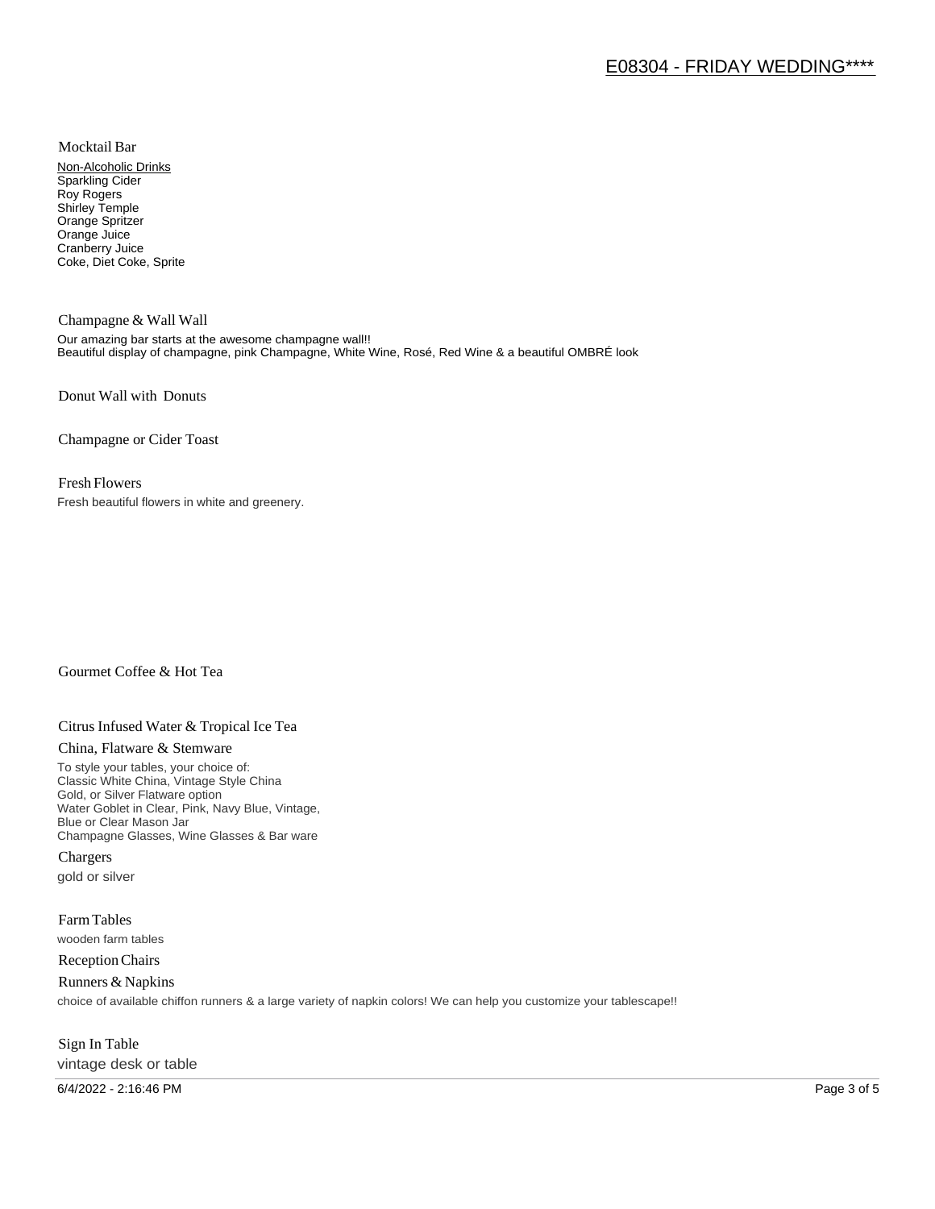### Mocktail Bar

Non-Alcoholic Drinks
Sparkling Cider
Roy Rogers
Shirley Temple
Orange Spritzer
Orange Juice
Cranberry Juice
Coke, Diet Coke, Sprite

### Champagne & Wall Wall

Our amazing bar starts at the awesome champagne wall!!
Beautiful display of champagne, pink Champagne, White Wine, Rosé, Red Wine & a beautiful OMBRÉ look

### Donut Wall with Donuts

### Champagne or Cider Toast

### Fresh Flowers

Fresh beautiful flowers in white and greenery.

### Gourmet Coffee & Hot Tea

### Citrus Infused Water & Tropical Ice Tea

### China, Flatware & Stemware

To style your tables, your choice of:
Classic White China, Vintage Style China
Gold, or Silver Flatware option
Water Goblet in Clear, Pink, Navy Blue, Vintage,
Blue or Clear Mason Jar
Champagne Glasses, Wine Glasses & Bar ware

### Chargers

gold or silver

### Farm Tables

wooden farm tables

### Reception Chairs

### Runners & Napkins

choice of available chiffon runners & a large variety of napkin colors! We can help you customize your tablescape!!

### Sign In Table

vintage desk or table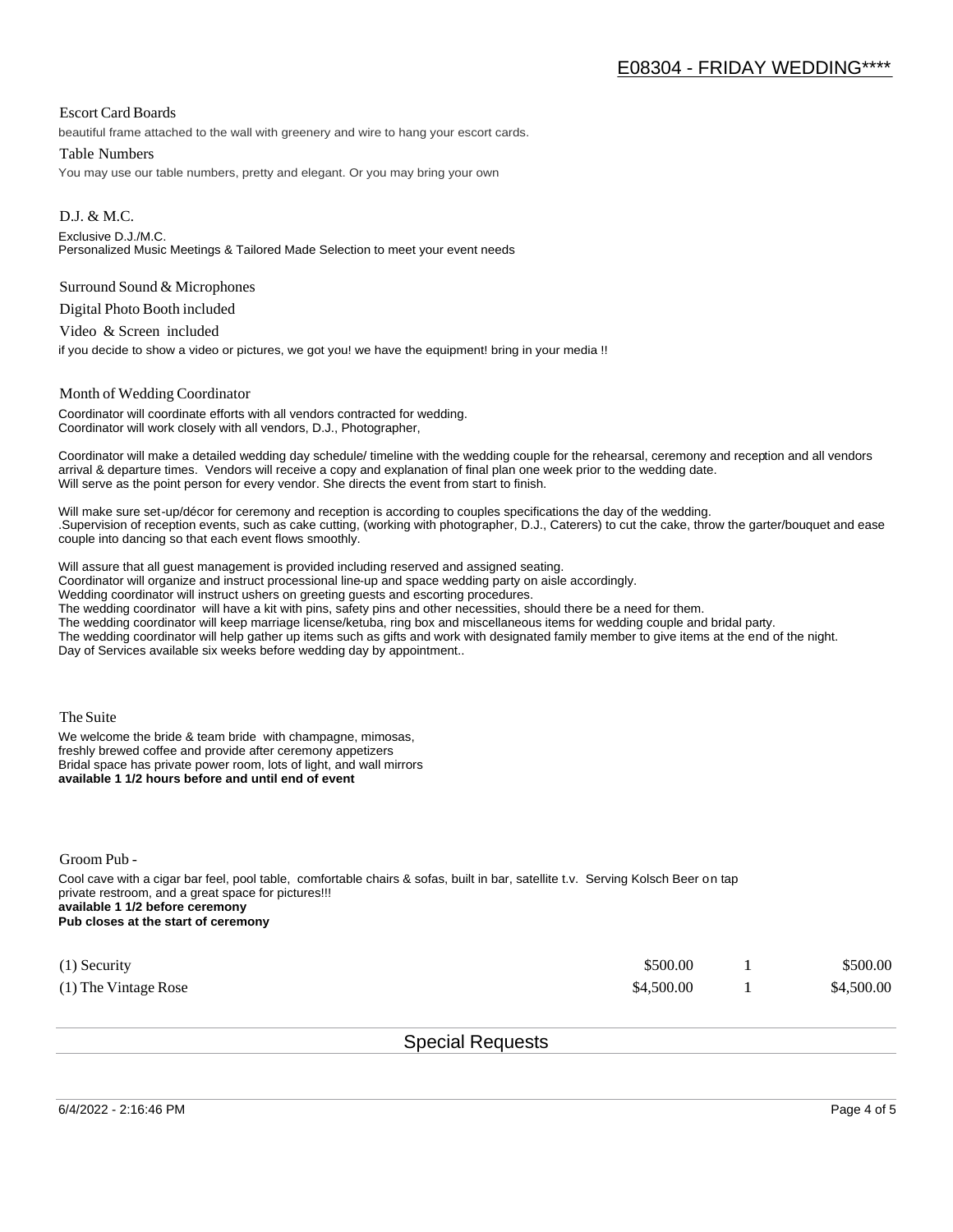# E08304 - FRIDAY WEDDING****

### Escort Card Boards

beautiful frame attached to the wall with greenery and wire to hang your escort cards.

### Table Numbers

You may use our table numbers, pretty and elegant. Or you may bring your own

### D.J. & M.C.

Exclusive D.J./M.C.
Personalized Music Meetings & Tailored Made Selection to meet your event needs

### Surround Sound & Microphones

### Digital Photo Booth included

### Video & Screen included

if you decide to show a video or pictures, we got you! we have the equipment! bring in your media !!

### Month of Wedding Coordinator

Coordinator will coordinate efforts with all vendors contracted for wedding.
Coordinator will work closely with all vendors, D.J., Photographer,

Coordinator will make a detailed wedding day schedule/ timeline with the wedding couple for the rehearsal, ceremony and reception and all vendors arrival & departure times. Vendors will receive a copy and explanation of final plan one week prior to the wedding date.
Will serve as the point person for every vendor. She directs the event from start to finish.

Will make sure set-up/décor for ceremony and reception is according to couples specifications the day of the wedding.
.Supervision of reception events, such as cake cutting, (working with photographer, D.J., Caterers) to cut the cake, throw the garter/bouquet and ease couple into dancing so that each event flows smoothly.

Will assure that all guest management is provided including reserved and assigned seating.
Coordinator will organize and instruct processional line-up and space wedding party on aisle accordingly.
Wedding coordinator will instruct ushers on greeting guests and escorting procedures.
The wedding coordinator will have a kit with pins, safety pins and other necessities, should there be a need for them.
The wedding coordinator will keep marriage license/ketuba, ring box and miscellaneous items for wedding couple and bridal party.
The wedding coordinator will help gather up items such as gifts and work with designated family member to give items at the end of the night.
Day of Services available six weeks before wedding day by appointment..

### The Suite

We welcome the bride & team bride with champagne, mimosas,
freshly brewed coffee and provide after ceremony appetizers
Bridal space has private power room, lots of light, and wall mirrors
**available 1 1/2 hours before and until end of event**

### Groom Pub -

Cool cave with a cigar bar feel, pool table, comfortable chairs & sofas, built in bar, satellite t.v. Serving Kolsch Beer on tap
private restroom, and a great space for pictures!!!
**available 1 1/2 before ceremony**
**Pub closes at the start of ceremony**

| Item | Price | Qty | Total |
|---|---|---|---|
| (1) Security | $500.00 | 1 | $500.00 |
| (1) The Vintage Rose | $4,500.00 | 1 | $4,500.00 |

## Special Requests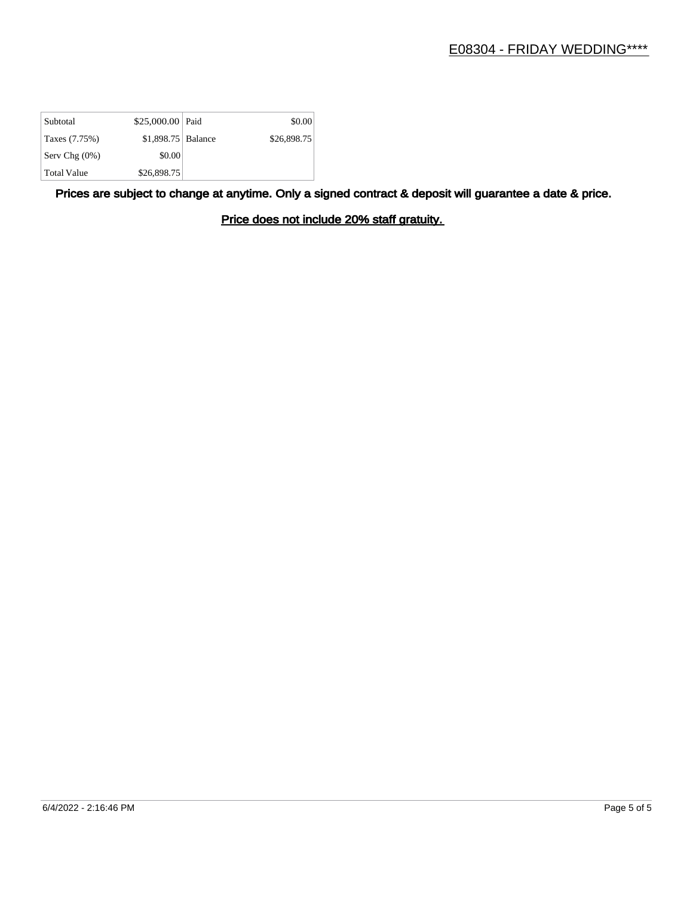| | | | |
|---|---|---|---|
| Subtotal | $25,000.00 | Paid | $0.00 |
| Taxes (7.75%) | $1,898.75 | Balance | $26,898.75 |
| Serv Chg (0%) | $0.00 | | |
| Total Value | $26,898.75 | | |

**Prices are subject to change at anytime. Only a signed contract & deposit will guarantee a date & price.**

**Price does not include 20% staff gratuity.**